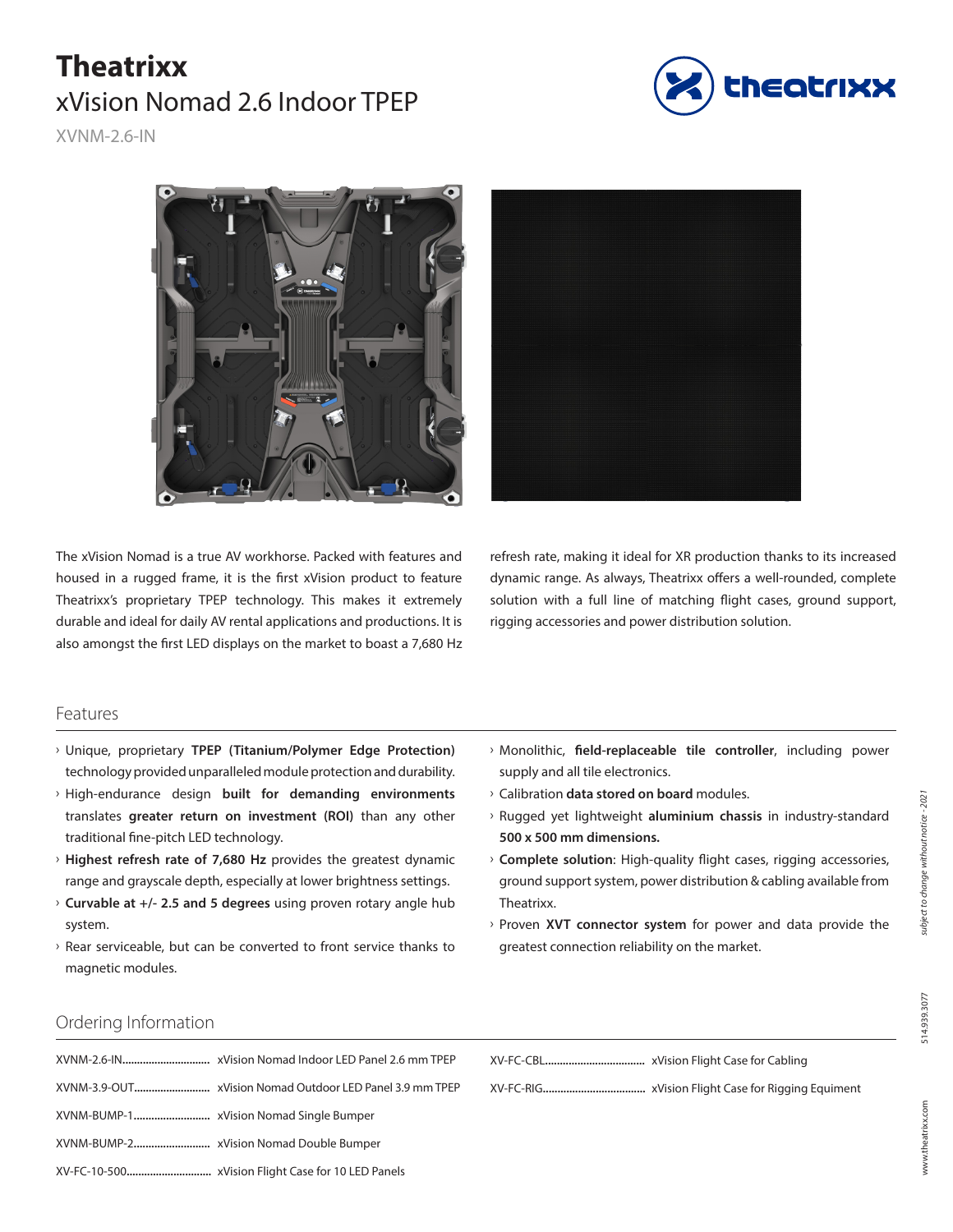# Theatrixx

## xVision Nomad 2.6 Indoor TPEP

XVNM-2.6-IN

The xVision Nomad is a true AV workhorse. Packed with features and housed in a rugged frame, it is the first xVision product to feature Theatrixx's proprietary TPEP technology. This makes it extremely durable and ideal for daily AV rental applications and productions. It is also amongst the first LED displays on the market to boast a 7,680 Hz refresh rate, making it ideal for XR production thanks to its increased dynamic range. As always, Theatrixx offers a well-rounded, complete solution with a full line of matching flight cases, ground support, rigging accessories and power distribution solution.

## Features

- Unique, proprietary **TPEP (Titanium/Polymer Edge Protection)** technology provided unparalleled module protection and durability.
- High-endurance design **built for demanding environments** translates **greater return on investment (ROI)** than any other traditional fine-pitch LED technology.
- **Highest refresh rate of 7,680 Hz** provides the greatest dynamic range and grayscale depth, especially at lower brightness settings.
- **Curvable at +/- 2.5 and 5 degrees** using proven rotary angle hub system.
- Rear serviceable, but can be converted to front service thanks to magnetic modules.
- Monolithic, **field-replaceable tile controller**, including power supply and all tile electronics.
- Calibration **data stored on board** modules.
- Rugged yet lightweight **aluminium chassis** in industry-standard **500 x 500 mm dimensions.**
- **Complete solution**: High-quality flight cases, rigging accessories, ground support system, power distribution & cabling available from Theatrixx.
- Proven **XVT connector system** for power and data provide the greatest connection reliability on the market.

## Ordering Information

| Code | Description |
|---|---|
| XVNM-2.6-IN | xVision Nomad Indoor LED Panel 2.6 mm TPEP |
| XVNM-3.9-OUT | xVision Nomad Outdoor LED Panel 3.9 mm TPEP |
| XVNM-BUMP-1 | xVision Nomad Single Bumper |
| XVNM-BUMP-2 | xVision Nomad Double Bumper |
| XV-FC-10-500 | xVision Flight Case for 10 LED Panels |
| XV-FC-CBL | xVision Flight Case for Cabling |
| XV-FC-RIG | xVision Flight Case for Rigging Equiment |

*subject to change without notice - 2021*

514.939.3077

www.theatrixx.com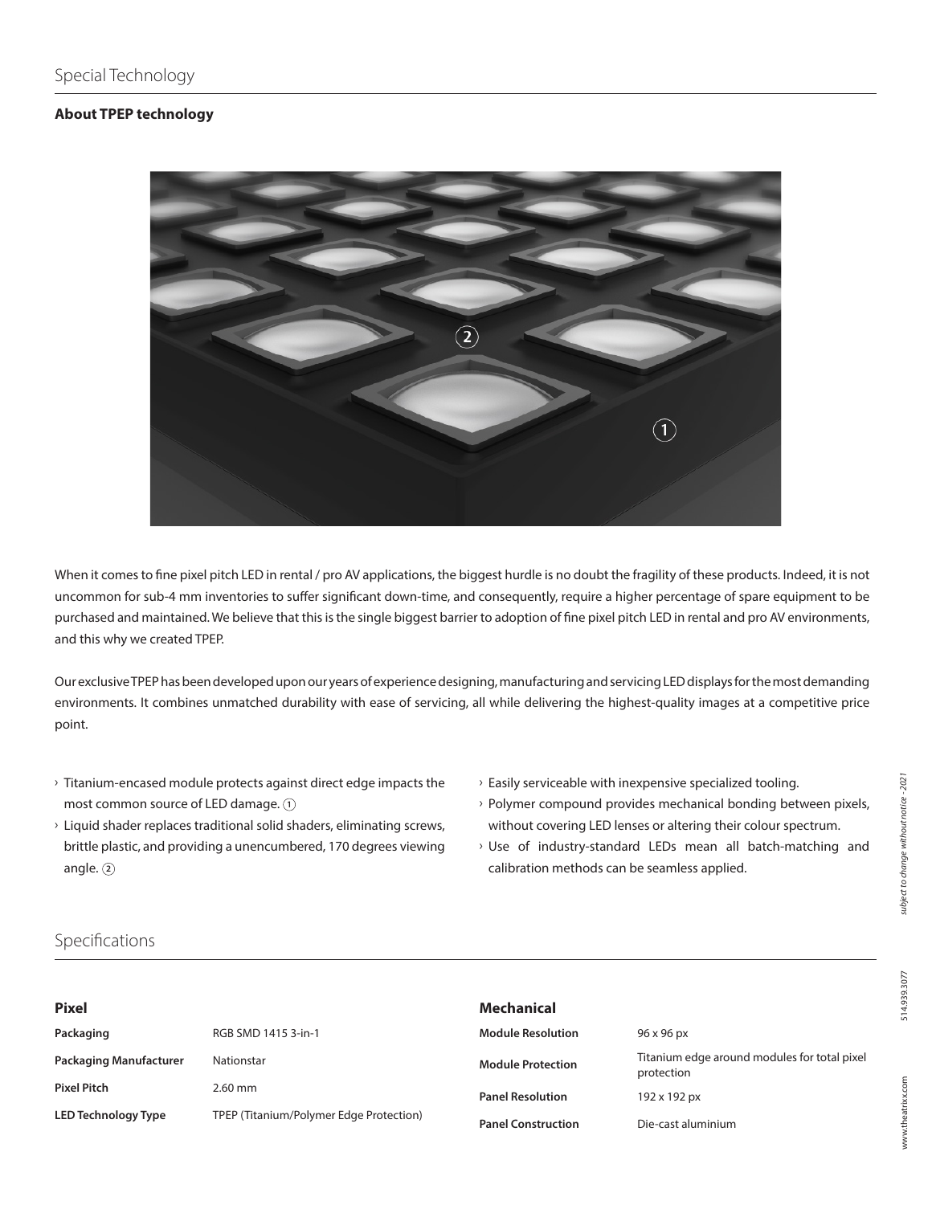## Special Technology

### About TPEP technology

When it comes to fine pixel pitch LED in rental / pro AV applications, the biggest hurdle is no doubt the fragility of these products. Indeed, it is not uncommon for sub-4 mm inventories to suffer significant down-time, and consequently, require a higher percentage of spare equipment to be purchased and maintained. We believe that this is the single biggest barrier to adoption of fine pixel pitch LED in rental and pro AV environments, and this why we created TPEP.

Our exclusive TPEP has been developed upon our years of experience designing, manufacturing and servicing LED displays for the most demanding environments. It combines unmatched durability with ease of servicing, all while delivering the highest-quality images at a competitive price point.

- Titanium-encased module protects against direct edge impacts the most common source of LED damage. ①
- Liquid shader replaces traditional solid shaders, eliminating screws, brittle plastic, and providing a unencumbered, 170 degrees viewing angle. ②
- Easily serviceable with inexpensive specialized tooling.
- Polymer compound provides mechanical bonding between pixels, without covering LED lenses or altering their colour spectrum.
- Use of industry-standard LEDs mean all batch-matching and calibration methods can be seamless applied.

## Specifications

**Pixel**

| | |
|---|---|
| **Packaging** | RGB SMD 1415 3-in-1 |
| **Packaging Manufacturer** | Nationstar |
| **Pixel Pitch** | 2.60 mm |
| **LED Technology Type** | TPEP (Titanium/Polymer Edge Protection) |

**Mechanical**

| | |
|---|---|
| **Module Resolution** | 96 x 96 px |
| **Module Protection** | Titanium edge around modules for total pixel protection |
| **Panel Resolution** | 192 x 192 px |
| **Panel Construction** | Die-cast aluminium |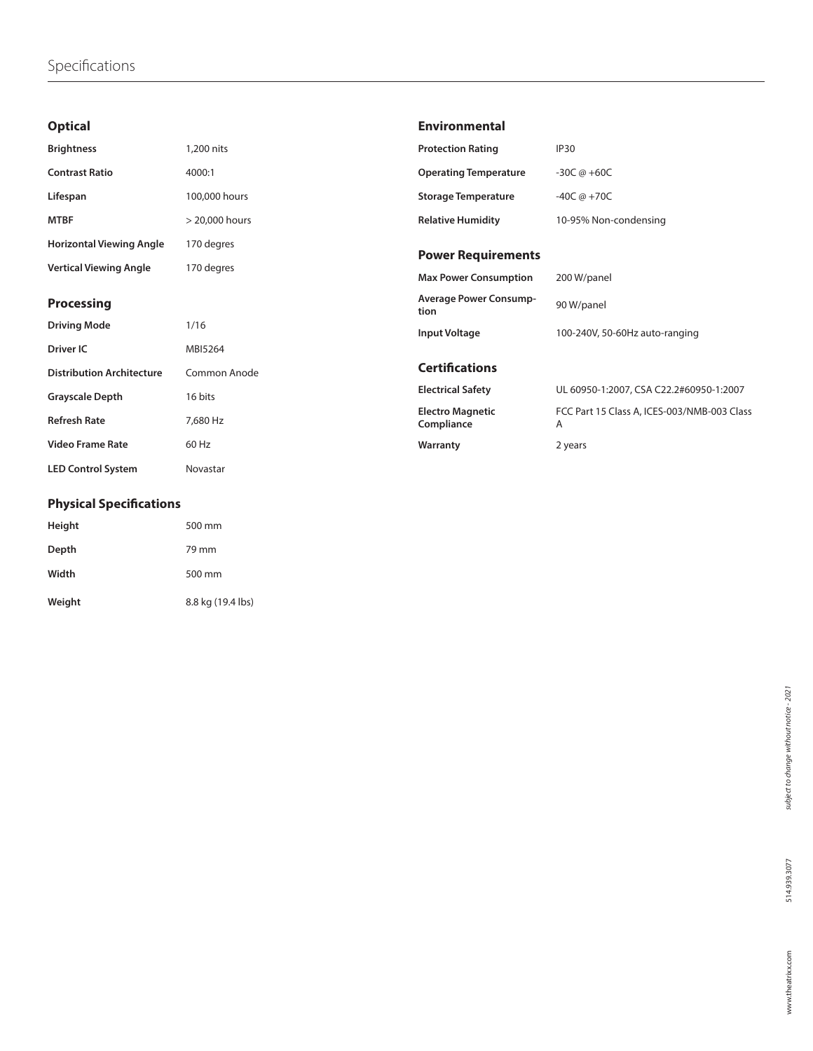# Specifications

## Optical

| | |
|---|---|
| **Brightness** | 1,200 nits |
| **Contrast Ratio** | 4000:1 |
| **Lifespan** | 100,000 hours |
| **MTBF** | > 20,000 hours |
| **Horizontal Viewing Angle** | 170 degrees |
| **Vertical Viewing Angle** | 170 degrees |

## Processing

| | |
|---|---|
| **Driving Mode** | 1/16 |
| **Driver IC** | MBI5264 |
| **Distribution Architecture** | Common Anode |
| **Grayscale Depth** | 16 bits |
| **Refresh Rate** | 7,680 Hz |
| **Video Frame Rate** | 60 Hz |
| **LED Control System** | Novastar |

## Physical Specifications

| | |
|---|---|
| **Height** | 500 mm |
| **Depth** | 79 mm |
| **Width** | 500 mm |
| **Weight** | 8.8 kg (19.4 lbs) |

## Environmental

| | |
|---|---|
| **Protection Rating** | IP30 |
| **Operating Temperature** | -30C @ +60C |
| **Storage Temperature** | -40C @ +70C |
| **Relative Humidity** | 10-95% Non-condensing |

## Power Requirements

| | |
|---|---|
| **Max Power Consumption** | 200 W/panel |
| **Average Power Consumption** | 90 W/panel |
| **Input Voltage** | 100-240V, 50-60Hz auto-ranging |

## Certifications

| | |
|---|---|
| **Electrical Safety** | UL 60950-1:2007, CSA C22.2#60950-1:2007 |
| **Electro Magnetic Compliance** | FCC Part 15 Class A, ICES-003/NMB-003 Class A |
| **Warranty** | 2 years |

*subject to change without notice - 2021*

514.939.3077

www.theatrixx.com